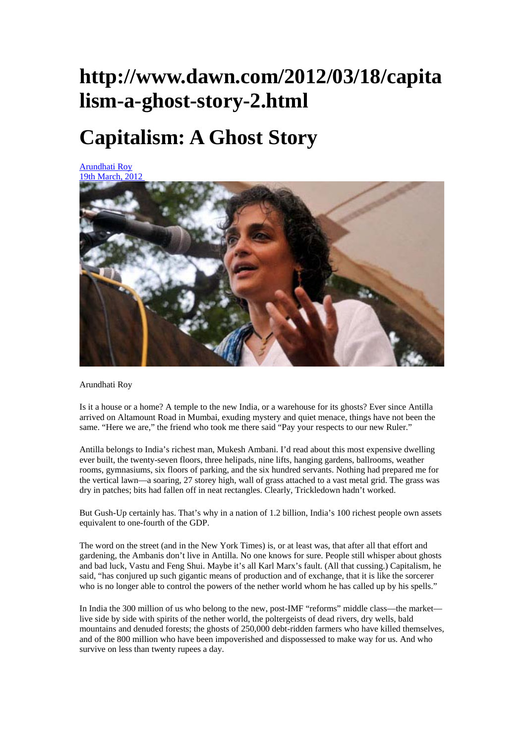# http://www.dawn.com/2012/03/18/capitalism-a-ghost-story-2.html

# Capitalism: A Ghost Story

Arundhati Roy
19th March, 2012

Arundhati Roy

Is it a house or a home? A temple to the new India, or a warehouse for its ghosts? Ever since Antilla arrived on Altamount Road in Mumbai, exuding mystery and quiet menace, things have not been the same. "Here we are," the friend who took me there said "Pay your respects to our new Ruler."

Antilla belongs to India's richest man, Mukesh Ambani. I'd read about this most expensive dwelling ever built, the twenty-seven floors, three helipads, nine lifts, hanging gardens, ballrooms, weather rooms, gymnasiums, six floors of parking, and the six hundred servants. Nothing had prepared me for the vertical lawn—a soaring, 27 storey high, wall of grass attached to a vast metal grid. The grass was dry in patches; bits had fallen off in neat rectangles. Clearly, Trickledown hadn't worked.

But Gush-Up certainly has. That's why in a nation of 1.2 billion, India's 100 richest people own assets equivalent to one-fourth of the GDP.

The word on the street (and in the New York Times) is, or at least was, that after all that effort and gardening, the Ambanis don't live in Antilla. No one knows for sure. People still whisper about ghosts and bad luck, Vastu and Feng Shui. Maybe it's all Karl Marx's fault. (All that cussing.) Capitalism, he said, "has conjured up such gigantic means of production and of exchange, that it is like the sorcerer who is no longer able to control the powers of the nether world whom he has called up by his spells."

In India the 300 million of us who belong to the new, post-IMF "reforms" middle class—the market—live side by side with spirits of the nether world, the poltergeists of dead rivers, dry wells, bald mountains and denuded forests; the ghosts of 250,000 debt-ridden farmers who have killed themselves, and of the 800 million who have been impoverished and dispossessed to make way for us. And who survive on less than twenty rupees a day.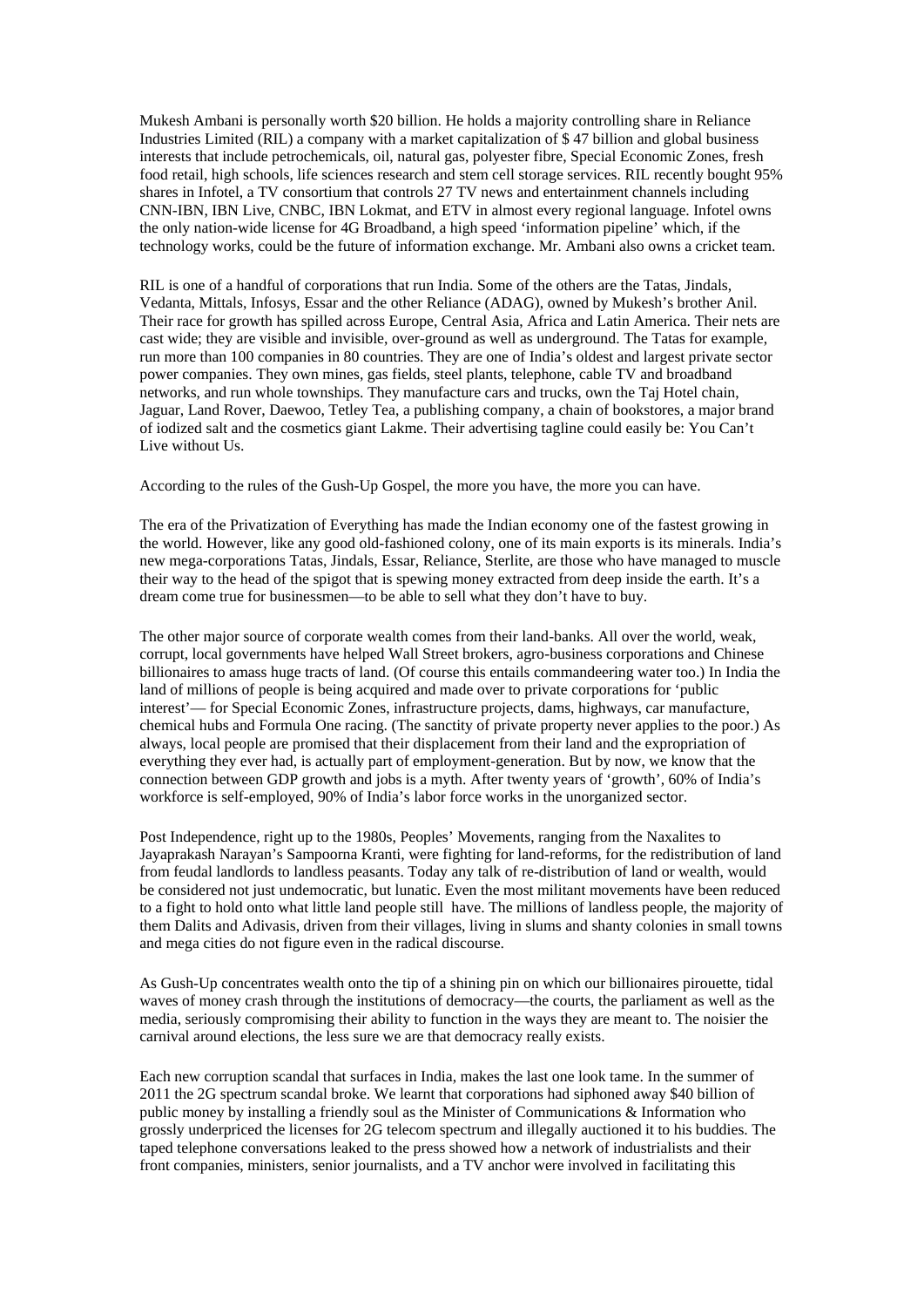Mukesh Ambani is personally worth $20 billion. He holds a majority controlling share in Reliance Industries Limited (RIL) a company with a market capitalization of $ 47 billion and global business interests that include petrochemicals, oil, natural gas, polyester fibre, Special Economic Zones, fresh food retail, high schools, life sciences research and stem cell storage services. RIL recently bought 95% shares in Infotel, a TV consortium that controls 27 TV news and entertainment channels including CNN-IBN, IBN Live, CNBC, IBN Lokmat, and ETV in almost every regional language. Infotel owns the only nation-wide license for 4G Broadband, a high speed 'information pipeline' which, if the technology works, could be the future of information exchange. Mr. Ambani also owns a cricket team.

RIL is one of a handful of corporations that run India. Some of the others are the Tatas, Jindals, Vedanta, Mittals, Infosys, Essar and the other Reliance (ADAG), owned by Mukesh's brother Anil. Their race for growth has spilled across Europe, Central Asia, Africa and Latin America. Their nets are cast wide; they are visible and invisible, over-ground as well as underground. The Tatas for example, run more than 100 companies in 80 countries. They are one of India's oldest and largest private sector power companies. They own mines, gas fields, steel plants, telephone, cable TV and broadband networks, and run whole townships. They manufacture cars and trucks, own the Taj Hotel chain, Jaguar, Land Rover, Daewoo, Tetley Tea, a publishing company, a chain of bookstores, a major brand of iodized salt and the cosmetics giant Lakme. Their advertising tagline could easily be: You Can't Live without Us.

According to the rules of the Gush-Up Gospel, the more you have, the more you can have.

The era of the Privatization of Everything has made the Indian economy one of the fastest growing in the world. However, like any good old-fashioned colony, one of its main exports is its minerals. India's new mega-corporations Tatas, Jindals, Essar, Reliance, Sterlite, are those who have managed to muscle their way to the head of the spigot that is spewing money extracted from deep inside the earth. It's a dream come true for businessmen—to be able to sell what they don't have to buy.

The other major source of corporate wealth comes from their land-banks. All over the world, weak, corrupt, local governments have helped Wall Street brokers, agro-business corporations and Chinese billionaires to amass huge tracts of land. (Of course this entails commandeering water too.) In India the land of millions of people is being acquired and made over to private corporations for 'public interest'— for Special Economic Zones, infrastructure projects, dams, highways, car manufacture, chemical hubs and Formula One racing. (The sanctity of private property never applies to the poor.) As always, local people are promised that their displacement from their land and the expropriation of everything they ever had, is actually part of employment-generation. But by now, we know that the connection between GDP growth and jobs is a myth. After twenty years of 'growth', 60% of India's workforce is self-employed, 90% of India's labor force works in the unorganized sector.

Post Independence, right up to the 1980s, Peoples' Movements, ranging from the Naxalites to Jayaprakash Narayan's Sampoorna Kranti, were fighting for land-reforms, for the redistribution of land from feudal landlords to landless peasants. Today any talk of re-distribution of land or wealth, would be considered not just undemocratic, but lunatic. Even the most militant movements have been reduced to a fight to hold onto what little land people still have. The millions of landless people, the majority of them Dalits and Adivasis, driven from their villages, living in slums and shanty colonies in small towns and mega cities do not figure even in the radical discourse.

As Gush-Up concentrates wealth onto the tip of a shining pin on which our billionaires pirouette, tidal waves of money crash through the institutions of democracy—the courts, the parliament as well as the media, seriously compromising their ability to function in the ways they are meant to. The noisier the carnival around elections, the less sure we are that democracy really exists.

Each new corruption scandal that surfaces in India, makes the last one look tame. In the summer of 2011 the 2G spectrum scandal broke. We learnt that corporations had siphoned away $40 billion of public money by installing a friendly soul as the Minister of Communications & Information who grossly underpriced the licenses for 2G telecom spectrum and illegally auctioned it to his buddies. The taped telephone conversations leaked to the press showed how a network of industrialists and their front companies, ministers, senior journalists, and a TV anchor were involved in facilitating this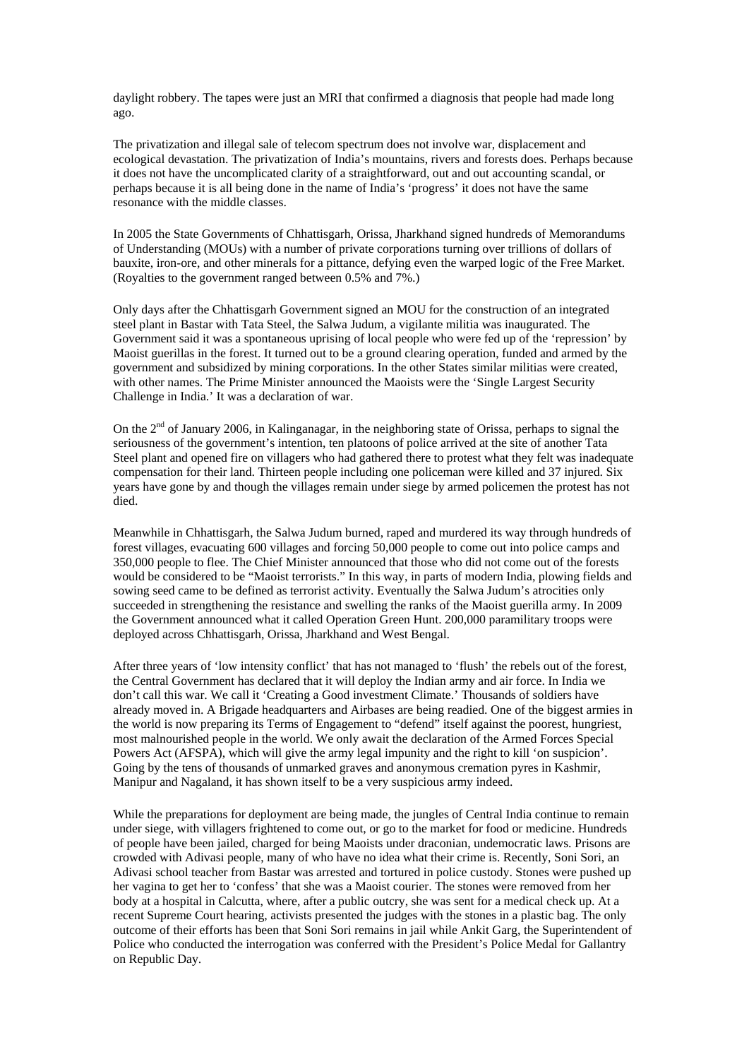daylight robbery. The tapes were just an MRI that confirmed a diagnosis that people had made long ago.

The privatization and illegal sale of telecom spectrum does not involve war, displacement and ecological devastation. The privatization of India's mountains, rivers and forests does. Perhaps because it does not have the uncomplicated clarity of a straightforward, out and out accounting scandal, or perhaps because it is all being done in the name of India's 'progress' it does not have the same resonance with the middle classes.

In 2005 the State Governments of Chhattisgarh, Orissa, Jharkhand signed hundreds of Memorandums of Understanding (MOUs) with a number of private corporations turning over trillions of dollars of bauxite, iron-ore, and other minerals for a pittance, defying even the warped logic of the Free Market. (Royalties to the government ranged between 0.5% and 7%.)

Only days after the Chhattisgarh Government signed an MOU for the construction of an integrated steel plant in Bastar with Tata Steel, the Salwa Judum, a vigilante militia was inaugurated. The Government said it was a spontaneous uprising of local people who were fed up of the 'repression' by Maoist guerillas in the forest. It turned out to be a ground clearing operation, funded and armed by the government and subsidized by mining corporations. In the other States similar militias were created, with other names. The Prime Minister announced the Maoists were the 'Single Largest Security Challenge in India.' It was a declaration of war.

On the 2nd of January 2006, in Kalinganagar, in the neighboring state of Orissa, perhaps to signal the seriousness of the government's intention, ten platoons of police arrived at the site of another Tata Steel plant and opened fire on villagers who had gathered there to protest what they felt was inadequate compensation for their land. Thirteen people including one policeman were killed and 37 injured. Six years have gone by and though the villages remain under siege by armed policemen the protest has not died.

Meanwhile in Chhattisgarh, the Salwa Judum burned, raped and murdered its way through hundreds of forest villages, evacuating 600 villages and forcing 50,000 people to come out into police camps and 350,000 people to flee. The Chief Minister announced that those who did not come out of the forests would be considered to be "Maoist terrorists." In this way, in parts of modern India, plowing fields and sowing seed came to be defined as terrorist activity. Eventually the Salwa Judum's atrocities only succeeded in strengthening the resistance and swelling the ranks of the Maoist guerilla army. In 2009 the Government announced what it called Operation Green Hunt. 200,000 paramilitary troops were deployed across Chhattisgarh, Orissa, Jharkhand and West Bengal.

After three years of 'low intensity conflict' that has not managed to 'flush' the rebels out of the forest, the Central Government has declared that it will deploy the Indian army and air force. In India we don't call this war. We call it 'Creating a Good investment Climate.' Thousands of soldiers have already moved in. A Brigade headquarters and Airbases are being readied. One of the biggest armies in the world is now preparing its Terms of Engagement to "defend" itself against the poorest, hungriest, most malnourished people in the world. We only await the declaration of the Armed Forces Special Powers Act (AFSPA), which will give the army legal impunity and the right to kill 'on suspicion'. Going by the tens of thousands of unmarked graves and anonymous cremation pyres in Kashmir, Manipur and Nagaland, it has shown itself to be a very suspicious army indeed.

While the preparations for deployment are being made, the jungles of Central India continue to remain under siege, with villagers frightened to come out, or go to the market for food or medicine. Hundreds of people have been jailed, charged for being Maoists under draconian, undemocratic laws. Prisons are crowded with Adivasi people, many of who have no idea what their crime is. Recently, Soni Sori, an Adivasi school teacher from Bastar was arrested and tortured in police custody. Stones were pushed up her vagina to get her to 'confess' that she was a Maoist courier. The stones were removed from her body at a hospital in Calcutta, where, after a public outcry, she was sent for a medical check up. At a recent Supreme Court hearing, activists presented the judges with the stones in a plastic bag. The only outcome of their efforts has been that Soni Sori remains in jail while Ankit Garg, the Superintendent of Police who conducted the interrogation was conferred with the President's Police Medal for Gallantry on Republic Day.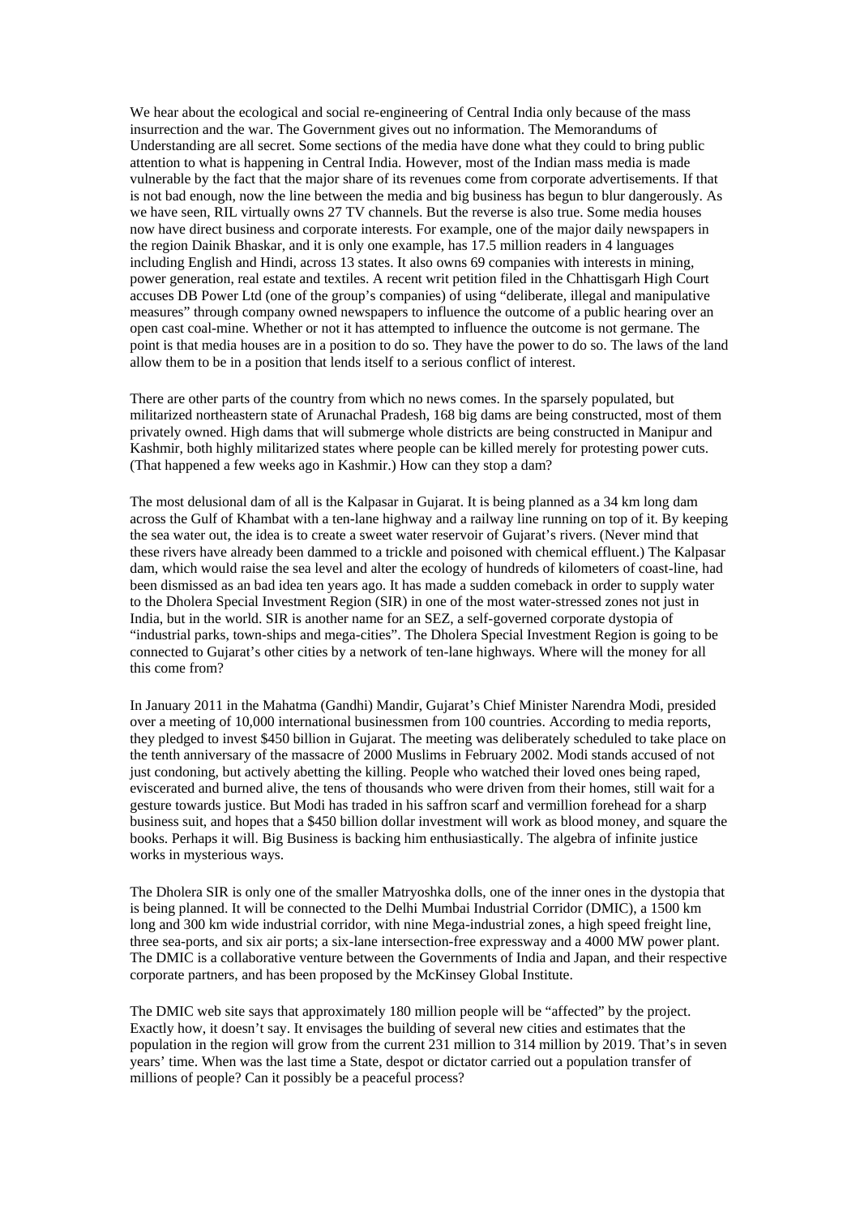We hear about the ecological and social re-engineering of Central India only because of the mass insurrection and the war. The Government gives out no information. The Memorandums of Understanding are all secret. Some sections of the media have done what they could to bring public attention to what is happening in Central India. However, most of the Indian mass media is made vulnerable by the fact that the major share of its revenues come from corporate advertisements. If that is not bad enough, now the line between the media and big business has begun to blur dangerously. As we have seen, RIL virtually owns 27 TV channels. But the reverse is also true. Some media houses now have direct business and corporate interests. For example, one of the major daily newspapers in the region Dainik Bhaskar, and it is only one example, has 17.5 million readers in 4 languages including English and Hindi, across 13 states. It also owns 69 companies with interests in mining, power generation, real estate and textiles. A recent writ petition filed in the Chhattisgarh High Court accuses DB Power Ltd (one of the group's companies) of using "deliberate, illegal and manipulative measures" through company owned newspapers to influence the outcome of a public hearing over an open cast coal-mine. Whether or not it has attempted to influence the outcome is not germane. The point is that media houses are in a position to do so. They have the power to do so. The laws of the land allow them to be in a position that lends itself to a serious conflict of interest.

There are other parts of the country from which no news comes. In the sparsely populated, but militarized northeastern state of Arunachal Pradesh, 168 big dams are being constructed, most of them privately owned. High dams that will submerge whole districts are being constructed in Manipur and Kashmir, both highly militarized states where people can be killed merely for protesting power cuts. (That happened a few weeks ago in Kashmir.) How can they stop a dam?

The most delusional dam of all is the Kalpasar in Gujarat. It is being planned as a 34 km long dam across the Gulf of Khambat with a ten-lane highway and a railway line running on top of it. By keeping the sea water out, the idea is to create a sweet water reservoir of Gujarat's rivers. (Never mind that these rivers have already been dammed to a trickle and poisoned with chemical effluent.) The Kalpasar dam, which would raise the sea level and alter the ecology of hundreds of kilometers of coast-line, had been dismissed as an bad idea ten years ago. It has made a sudden comeback in order to supply water to the Dholera Special Investment Region (SIR) in one of the most water-stressed zones not just in India, but in the world. SIR is another name for an SEZ, a self-governed corporate dystopia of "industrial parks, town-ships and mega-cities". The Dholera Special Investment Region is going to be connected to Gujarat's other cities by a network of ten-lane highways. Where will the money for all this come from?

In January 2011 in the Mahatma (Gandhi) Mandir, Gujarat's Chief Minister Narendra Modi, presided over a meeting of 10,000 international businessmen from 100 countries. According to media reports, they pledged to invest $450 billion in Gujarat. The meeting was deliberately scheduled to take place on the tenth anniversary of the massacre of 2000 Muslims in February 2002. Modi stands accused of not just condoning, but actively abetting the killing. People who watched their loved ones being raped, eviscerated and burned alive, the tens of thousands who were driven from their homes, still wait for a gesture towards justice. But Modi has traded in his saffron scarf and vermillion forehead for a sharp business suit, and hopes that a $450 billion dollar investment will work as blood money, and square the books. Perhaps it will. Big Business is backing him enthusiastically. The algebra of infinite justice works in mysterious ways.

The Dholera SIR is only one of the smaller Matryoshka dolls, one of the inner ones in the dystopia that is being planned. It will be connected to the Delhi Mumbai Industrial Corridor (DMIC), a 1500 km long and 300 km wide industrial corridor, with nine Mega-industrial zones, a high speed freight line, three sea-ports, and six air ports; a six-lane intersection-free expressway and a 4000 MW power plant. The DMIC is a collaborative venture between the Governments of India and Japan, and their respective corporate partners, and has been proposed by the McKinsey Global Institute.

The DMIC web site says that approximately 180 million people will be "affected" by the project. Exactly how, it doesn't say. It envisages the building of several new cities and estimates that the population in the region will grow from the current 231 million to 314 million by 2019. That's in seven years' time. When was the last time a State, despot or dictator carried out a population transfer of millions of people? Can it possibly be a peaceful process?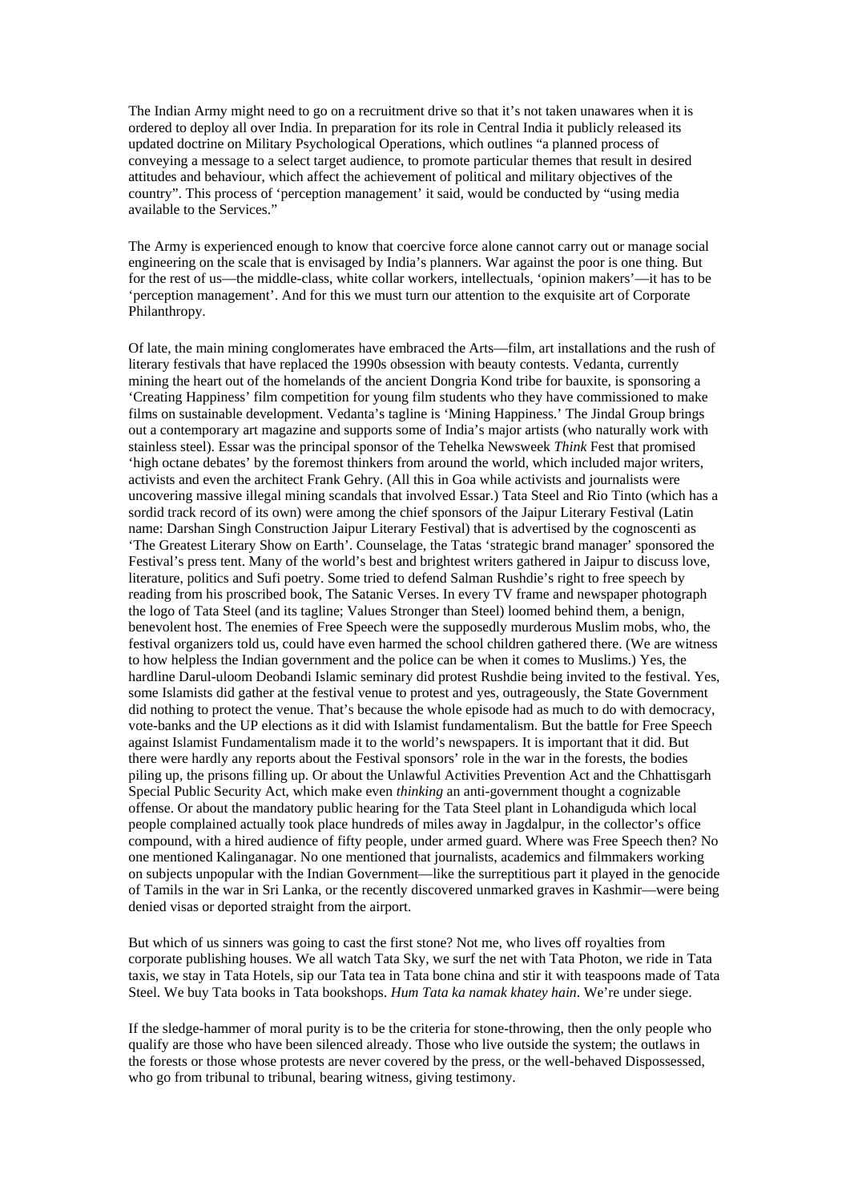The Indian Army might need to go on a recruitment drive so that it's not taken unawares when it is ordered to deploy all over India. In preparation for its role in Central India it publicly released its updated doctrine on Military Psychological Operations, which outlines "a planned process of conveying a message to a select target audience, to promote particular themes that result in desired attitudes and behaviour, which affect the achievement of political and military objectives of the country". This process of 'perception management' it said, would be conducted by "using media available to the Services."

The Army is experienced enough to know that coercive force alone cannot carry out or manage social engineering on the scale that is envisaged by India's planners. War against the poor is one thing. But for the rest of us—the middle-class, white collar workers, intellectuals, 'opinion makers'—it has to be 'perception management'. And for this we must turn our attention to the exquisite art of Corporate Philanthropy.

Of late, the main mining conglomerates have embraced the Arts—film, art installations and the rush of literary festivals that have replaced the 1990s obsession with beauty contests. Vedanta, currently mining the heart out of the homelands of the ancient Dongria Kond tribe for bauxite, is sponsoring a 'Creating Happiness' film competition for young film students who they have commissioned to make films on sustainable development. Vedanta's tagline is 'Mining Happiness.' The Jindal Group brings out a contemporary art magazine and supports some of India's major artists (who naturally work with stainless steel). Essar was the principal sponsor of the Tehelka Newsweek *Think* Fest that promised 'high octane debates' by the foremost thinkers from around the world, which included major writers, activists and even the architect Frank Gehry. (All this in Goa while activists and journalists were uncovering massive illegal mining scandals that involved Essar.) Tata Steel and Rio Tinto (which has a sordid track record of its own) were among the chief sponsors of the Jaipur Literary Festival (Latin name: Darshan Singh Construction Jaipur Literary Festival) that is advertised by the cognoscenti as 'The Greatest Literary Show on Earth'. Counselage, the Tatas 'strategic brand manager' sponsored the Festival's press tent. Many of the world's best and brightest writers gathered in Jaipur to discuss love, literature, politics and Sufi poetry. Some tried to defend Salman Rushdie's right to free speech by reading from his proscribed book, The Satanic Verses. In every TV frame and newspaper photograph the logo of Tata Steel (and its tagline; Values Stronger than Steel) loomed behind them, a benign, benevolent host. The enemies of Free Speech were the supposedly murderous Muslim mobs, who, the festival organizers told us, could have even harmed the school children gathered there. (We are witness to how helpless the Indian government and the police can be when it comes to Muslims.) Yes, the hardline Darul-uloom Deobandi Islamic seminary did protest Rushdie being invited to the festival. Yes, some Islamists did gather at the festival venue to protest and yes, outrageously, the State Government did nothing to protect the venue. That's because the whole episode had as much to do with democracy, vote-banks and the UP elections as it did with Islamist fundamentalism. But the battle for Free Speech against Islamist Fundamentalism made it to the world's newspapers. It is important that it did. But there were hardly any reports about the Festival sponsors' role in the war in the forests, the bodies piling up, the prisons filling up. Or about the Unlawful Activities Prevention Act and the Chhattisgarh Special Public Security Act, which make even *thinking* an anti-government thought a cognizable offense. Or about the mandatory public hearing for the Tata Steel plant in Lohandiguda which local people complained actually took place hundreds of miles away in Jagdalpur, in the collector's office compound, with a hired audience of fifty people, under armed guard. Where was Free Speech then? No one mentioned Kalinganagar. No one mentioned that journalists, academics and filmmakers working on subjects unpopular with the Indian Government—like the surreptitious part it played in the genocide of Tamils in the war in Sri Lanka, or the recently discovered unmarked graves in Kashmir—were being denied visas or deported straight from the airport.

But which of us sinners was going to cast the first stone? Not me, who lives off royalties from corporate publishing houses. We all watch Tata Sky, we surf the net with Tata Photon, we ride in Tata taxis, we stay in Tata Hotels, sip our Tata tea in Tata bone china and stir it with teaspoons made of Tata Steel. We buy Tata books in Tata bookshops. *Hum Tata ka namak khatey hain*. We're under siege.

If the sledge-hammer of moral purity is to be the criteria for stone-throwing, then the only people who qualify are those who have been silenced already. Those who live outside the system; the outlaws in the forests or those whose protests are never covered by the press, or the well-behaved Dispossessed, who go from tribunal to tribunal, bearing witness, giving testimony.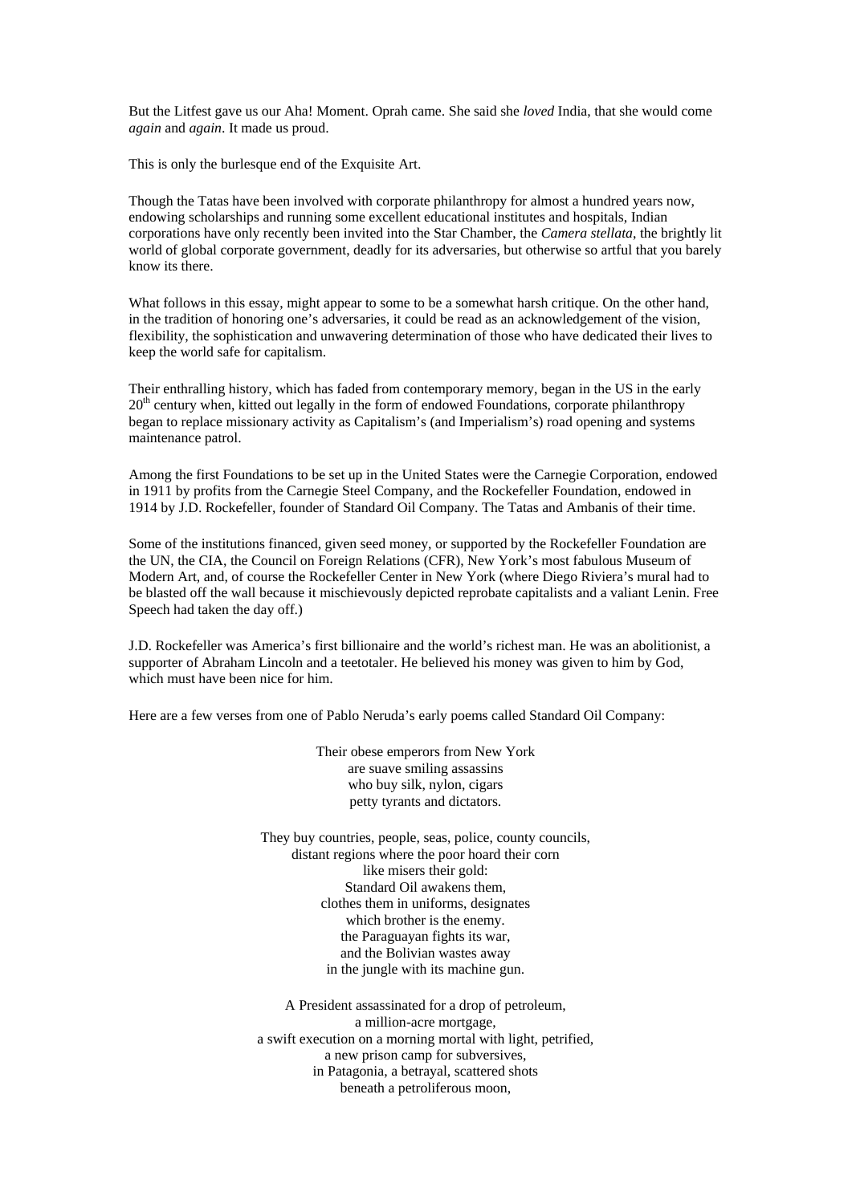But the Litfest gave us our Aha! Moment. Oprah came. She said she *loved* India, that she would come *again* and *again*. It made us proud.

This is only the burlesque end of the Exquisite Art.

Though the Tatas have been involved with corporate philanthropy for almost a hundred years now, endowing scholarships and running some excellent educational institutes and hospitals, Indian corporations have only recently been invited into the Star Chamber, the *Camera stellata*, the brightly lit world of global corporate government, deadly for its adversaries, but otherwise so artful that you barely know its there.

What follows in this essay, might appear to some to be a somewhat harsh critique. On the other hand, in the tradition of honoring one's adversaries, it could be read as an acknowledgement of the vision, flexibility, the sophistication and unwavering determination of those who have dedicated their lives to keep the world safe for capitalism.

Their enthralling history, which has faded from contemporary memory, began in the US in the early 20th century when, kitted out legally in the form of endowed Foundations, corporate philanthropy began to replace missionary activity as Capitalism's (and Imperialism's) road opening and systems maintenance patrol.

Among the first Foundations to be set up in the United States were the Carnegie Corporation, endowed in 1911 by profits from the Carnegie Steel Company, and the Rockefeller Foundation, endowed in 1914 by J.D. Rockefeller, founder of Standard Oil Company. The Tatas and Ambanis of their time.

Some of the institutions financed, given seed money, or supported by the Rockefeller Foundation are the UN, the CIA, the Council on Foreign Relations (CFR), New York's most fabulous Museum of Modern Art, and, of course the Rockefeller Center in New York (where Diego Riviera's mural had to be blasted off the wall because it mischievously depicted reprobate capitalists and a valiant Lenin. Free Speech had taken the day off.)

J.D. Rockefeller was America's first billionaire and the world's richest man. He was an abolitionist, a supporter of Abraham Lincoln and a teetotaler. He believed his money was given to him by God, which must have been nice for him.

Here are a few verses from one of Pablo Neruda's early poems called Standard Oil Company:

Their obese emperors from New York  
are suave smiling assassins  
who buy silk, nylon, cigars  
petty tyrants and dictators.

They buy countries, people, seas, police, county councils,  
distant regions where the poor hoard their corn  
like misers their gold:  
Standard Oil awakens them,  
clothes them in uniforms, designates  
which brother is the enemy.  
the Paraguayan fights its war,  
and the Bolivian wastes away  
in the jungle with its machine gun.

A President assassinated for a drop of petroleum,  
a million-acre mortgage,  
a swift execution on a morning mortal with light, petrified,  
a new prison camp for subversives,  
in Patagonia, a betrayal, scattered shots  
beneath a petroliferous moon,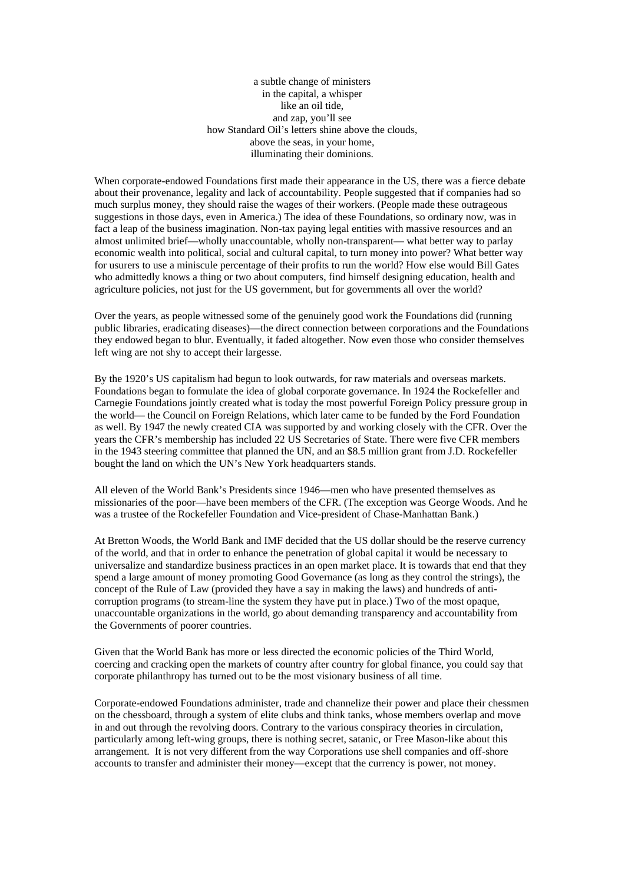a subtle change of ministers
in the capital, a whisper
like an oil tide,
and zap, you'll see
how Standard Oil's letters shine above the clouds,
above the seas, in your home,
illuminating their dominions.

When corporate-endowed Foundations first made their appearance in the US, there was a fierce debate about their provenance, legality and lack of accountability. People suggested that if companies had so much surplus money, they should raise the wages of their workers. (People made these outrageous suggestions in those days, even in America.) The idea of these Foundations, so ordinary now, was in fact a leap of the business imagination. Non-tax paying legal entities with massive resources and an almost unlimited brief—wholly unaccountable, wholly non-transparent— what better way to parlay economic wealth into political, social and cultural capital, to turn money into power? What better way for usurers to use a miniscule percentage of their profits to run the world? How else would Bill Gates who admittedly knows a thing or two about computers, find himself designing education, health and agriculture policies, not just for the US government, but for governments all over the world?

Over the years, as people witnessed some of the genuinely good work the Foundations did (running public libraries, eradicating diseases)—the direct connection between corporations and the Foundations they endowed began to blur. Eventually, it faded altogether. Now even those who consider themselves left wing are not shy to accept their largesse.

By the 1920's US capitalism had begun to look outwards, for raw materials and overseas markets. Foundations began to formulate the idea of global corporate governance. In 1924 the Rockefeller and Carnegie Foundations jointly created what is today the most powerful Foreign Policy pressure group in the world— the Council on Foreign Relations, which later came to be funded by the Ford Foundation as well. By 1947 the newly created CIA was supported by and working closely with the CFR. Over the years the CFR's membership has included 22 US Secretaries of State. There were five CFR members in the 1943 steering committee that planned the UN, and an $8.5 million grant from J.D. Rockefeller bought the land on which the UN's New York headquarters stands.

All eleven of the World Bank's Presidents since 1946—men who have presented themselves as missionaries of the poor—have been members of the CFR. (The exception was George Woods. And he was a trustee of the Rockefeller Foundation and Vice-president of Chase-Manhattan Bank.)

At Bretton Woods, the World Bank and IMF decided that the US dollar should be the reserve currency of the world, and that in order to enhance the penetration of global capital it would be necessary to universalize and standardize business practices in an open market place. It is towards that end that they spend a large amount of money promoting Good Governance (as long as they control the strings), the concept of the Rule of Law (provided they have a say in making the laws) and hundreds of anti-corruption programs (to stream-line the system they have put in place.) Two of the most opaque, unaccountable organizations in the world, go about demanding transparency and accountability from the Governments of poorer countries.

Given that the World Bank has more or less directed the economic policies of the Third World, coercing and cracking open the markets of country after country for global finance, you could say that corporate philanthropy has turned out to be the most visionary business of all time.

Corporate-endowed Foundations administer, trade and channelize their power and place their chessmen on the chessboard, through a system of elite clubs and think tanks, whose members overlap and move in and out through the revolving doors. Contrary to the various conspiracy theories in circulation, particularly among left-wing groups, there is nothing secret, satanic, or Free Mason-like about this arrangement. It is not very different from the way Corporations use shell companies and off-shore accounts to transfer and administer their money—except that the currency is power, not money.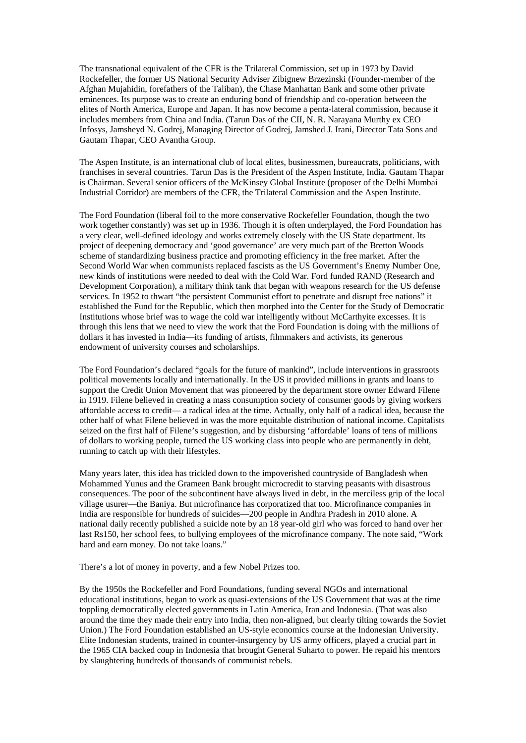The transnational equivalent of the CFR is the Trilateral Commission, set up in 1973 by David Rockefeller, the former US National Security Adviser Zibignew Brzezinski (Founder-member of the Afghan Mujahidin, forefathers of the Taliban), the Chase Manhattan Bank and some other private eminences. Its purpose was to create an enduring bond of friendship and co-operation between the elites of North America, Europe and Japan. It has now become a penta-lateral commission, because it includes members from China and India. (Tarun Das of the CII, N. R. Narayana Murthy ex CEO Infosys, Jamsheyd N. Godrej, Managing Director of Godrej, Jamshed J. Irani, Director Tata Sons and Gautam Thapar, CEO Avantha Group.

The Aspen Institute, is an international club of local elites, businessmen, bureaucrats, politicians, with franchises in several countries. Tarun Das is the President of the Aspen Institute, India. Gautam Thapar is Chairman. Several senior officers of the McKinsey Global Institute (proposer of the Delhi Mumbai Industrial Corridor) are members of the CFR, the Trilateral Commission and the Aspen Institute.

The Ford Foundation (liberal foil to the more conservative Rockefeller Foundation, though the two work together constantly) was set up in 1936. Though it is often underplayed, the Ford Foundation has a very clear, well-defined ideology and works extremely closely with the US State department. Its project of deepening democracy and 'good governance' are very much part of the Bretton Woods scheme of standardizing business practice and promoting efficiency in the free market. After the Second World War when communists replaced fascists as the US Government's Enemy Number One, new kinds of institutions were needed to deal with the Cold War. Ford funded RAND (Research and Development Corporation), a military think tank that began with weapons research for the US defense services. In 1952 to thwart "the persistent Communist effort to penetrate and disrupt free nations" it established the Fund for the Republic, which then morphed into the Center for the Study of Democratic Institutions whose brief was to wage the cold war intelligently without McCarthyite excesses. It is through this lens that we need to view the work that the Ford Foundation is doing with the millions of dollars it has invested in India—its funding of artists, filmmakers and activists, its generous endowment of university courses and scholarships.

The Ford Foundation's declared "goals for the future of mankind", include interventions in grassroots political movements locally and internationally. In the US it provided millions in grants and loans to support the Credit Union Movement that was pioneered by the department store owner Edward Filene in 1919. Filene believed in creating a mass consumption society of consumer goods by giving workers affordable access to credit— a radical idea at the time. Actually, only half of a radical idea, because the other half of what Filene believed in was the more equitable distribution of national income. Capitalists seized on the first half of Filene's suggestion, and by disbursing 'affordable' loans of tens of millions of dollars to working people, turned the US working class into people who are permanently in debt, running to catch up with their lifestyles.

Many years later, this idea has trickled down to the impoverished countryside of Bangladesh when Mohammed Yunus and the Grameen Bank brought microcredit to starving peasants with disastrous consequences. The poor of the subcontinent have always lived in debt, in the merciless grip of the local village usurer—the Baniya. But microfinance has corporatized that too. Microfinance companies in India are responsible for hundreds of suicides—200 people in Andhra Pradesh in 2010 alone. A national daily recently published a suicide note by an 18 year-old girl who was forced to hand over her last Rs150, her school fees, to bullying employees of the microfinance company. The note said, "Work hard and earn money. Do not take loans."

There's a lot of money in poverty, and a few Nobel Prizes too.

By the 1950s the Rockefeller and Ford Foundations, funding several NGOs and international educational institutions, began to work as quasi-extensions of the US Government that was at the time toppling democratically elected governments in Latin America, Iran and Indonesia. (That was also around the time they made their entry into India, then non-aligned, but clearly tilting towards the Soviet Union.) The Ford Foundation established an US-style economics course at the Indonesian University. Elite Indonesian students, trained in counter-insurgency by US army officers, played a crucial part in the 1965 CIA backed coup in Indonesia that brought General Suharto to power. He repaid his mentors by slaughtering hundreds of thousands of communist rebels.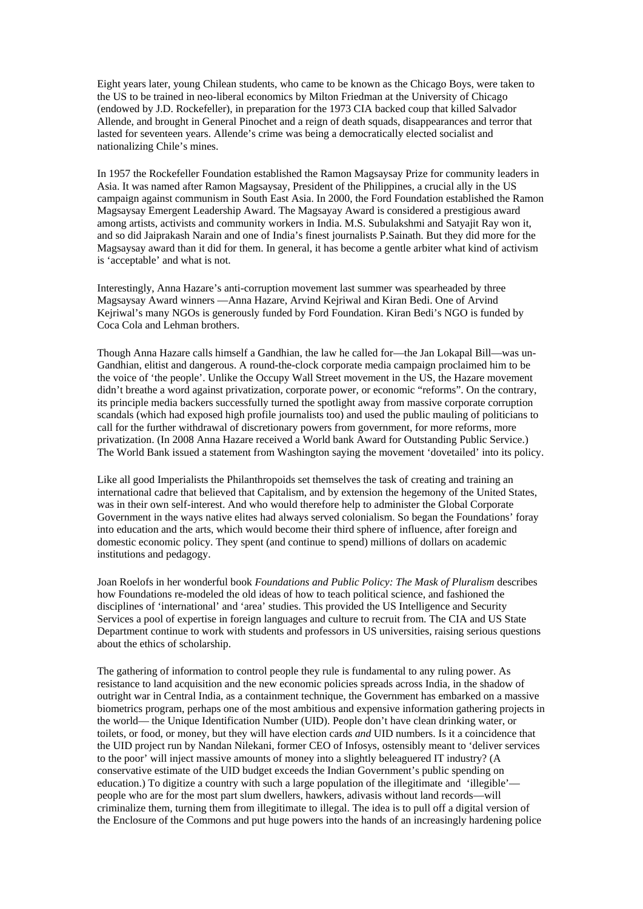Eight years later, young Chilean students, who came to be known as the Chicago Boys, were taken to the US to be trained in neo-liberal economics by Milton Friedman at the University of Chicago (endowed by J.D. Rockefeller), in preparation for the 1973 CIA backed coup that killed Salvador Allende, and brought in General Pinochet and a reign of death squads, disappearances and terror that lasted for seventeen years. Allende's crime was being a democratically elected socialist and nationalizing Chile's mines.

In 1957 the Rockefeller Foundation established the Ramon Magsaysay Prize for community leaders in Asia. It was named after Ramon Magsaysay, President of the Philippines, a crucial ally in the US campaign against communism in South East Asia. In 2000, the Ford Foundation established the Ramon Magsaysay Emergent Leadership Award. The Magsayay Award is considered a prestigious award among artists, activists and community workers in India. M.S. Subulakshmi and Satyajit Ray won it, and so did Jaiprakash Narain and one of India's finest journalists P.Sainath. But they did more for the Magsaysay award than it did for them. In general, it has become a gentle arbiter what kind of activism is 'acceptable' and what is not.

Interestingly, Anna Hazare's anti-corruption movement last summer was spearheaded by three Magsaysay Award winners —Anna Hazare, Arvind Kejriwal and Kiran Bedi. One of Arvind Kejriwal's many NGOs is generously funded by Ford Foundation. Kiran Bedi's NGO is funded by Coca Cola and Lehman brothers.

Though Anna Hazare calls himself a Gandhian, the law he called for—the Jan Lokapal Bill—was un-Gandhian, elitist and dangerous. A round-the-clock corporate media campaign proclaimed him to be the voice of 'the people'. Unlike the Occupy Wall Street movement in the US, the Hazare movement didn't breathe a word against privatization, corporate power, or economic "reforms". On the contrary, its principle media backers successfully turned the spotlight away from massive corporate corruption scandals (which had exposed high profile journalists too) and used the public mauling of politicians to call for the further withdrawal of discretionary powers from government, for more reforms, more privatization. (In 2008 Anna Hazare received a World bank Award for Outstanding Public Service.) The World Bank issued a statement from Washington saying the movement 'dovetailed' into its policy.

Like all good Imperialists the Philanthropoids set themselves the task of creating and training an international cadre that believed that Capitalism, and by extension the hegemony of the United States, was in their own self-interest. And who would therefore help to administer the Global Corporate Government in the ways native elites had always served colonialism. So began the Foundations' foray into education and the arts, which would become their third sphere of influence, after foreign and domestic economic policy. They spent (and continue to spend) millions of dollars on academic institutions and pedagogy.

Joan Roelofs in her wonderful book *Foundations and Public Policy: The Mask of Pluralism* describes how Foundations re-modeled the old ideas of how to teach political science, and fashioned the disciplines of 'international' and 'area' studies. This provided the US Intelligence and Security Services a pool of expertise in foreign languages and culture to recruit from. The CIA and US State Department continue to work with students and professors in US universities, raising serious questions about the ethics of scholarship.

The gathering of information to control people they rule is fundamental to any ruling power. As resistance to land acquisition and the new economic policies spreads across India, in the shadow of outright war in Central India, as a containment technique, the Government has embarked on a massive biometrics program, perhaps one of the most ambitious and expensive information gathering projects in the world— the Unique Identification Number (UID). People don't have clean drinking water, or toilets, or food, or money, but they will have election cards *and* UID numbers. Is it a coincidence that the UID project run by Nandan Nilekani, former CEO of Infosys, ostensibly meant to 'deliver services to the poor' will inject massive amounts of money into a slightly beleaguered IT industry? (A conservative estimate of the UID budget exceeds the Indian Government's public spending on education.) To digitize a country with such a large population of the illegitimate and 'illegible'—people who are for the most part slum dwellers, hawkers, adivasis without land records—will criminalize them, turning them from illegitimate to illegal. The idea is to pull off a digital version of the Enclosure of the Commons and put huge powers into the hands of an increasingly hardening police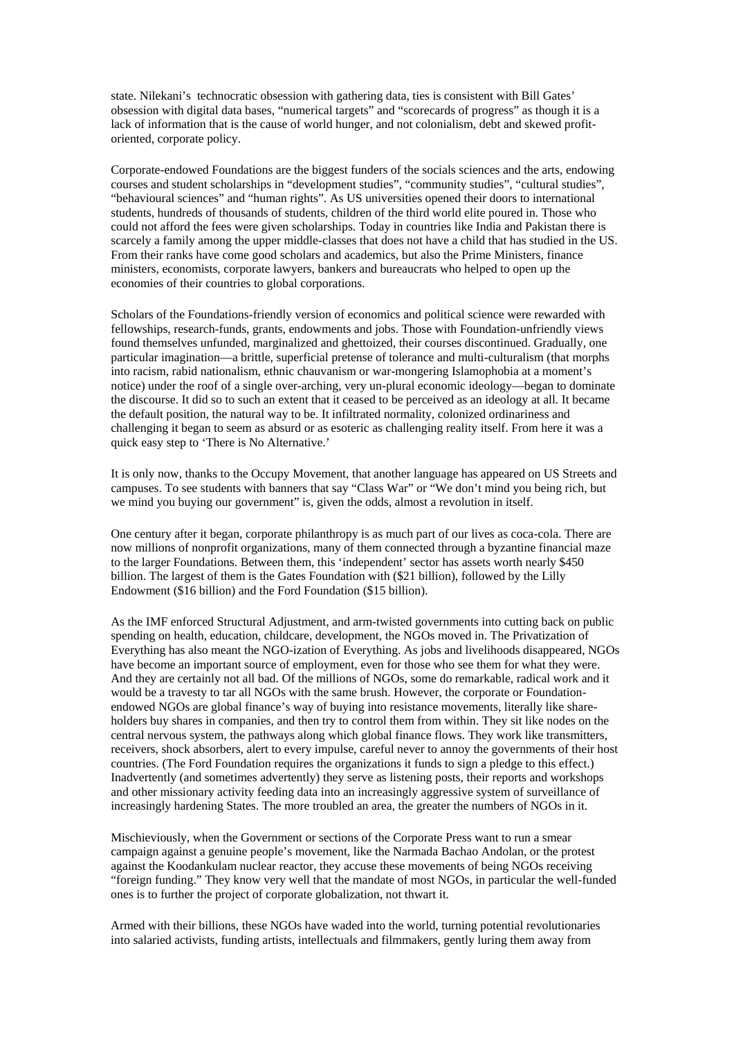state. Nilekani's technocratic obsession with gathering data, ties is consistent with Bill Gates' obsession with digital data bases, "numerical targets" and "scorecards of progress" as though it is a lack of information that is the cause of world hunger, and not colonialism, debt and skewed profit-oriented, corporate policy.

Corporate-endowed Foundations are the biggest funders of the socials sciences and the arts, endowing courses and student scholarships in "development studies", "community studies", "cultural studies", "behavioural sciences" and "human rights". As US universities opened their doors to international students, hundreds of thousands of students, children of the third world elite poured in. Those who could not afford the fees were given scholarships. Today in countries like India and Pakistan there is scarcely a family among the upper middle-classes that does not have a child that has studied in the US. From their ranks have come good scholars and academics, but also the Prime Ministers, finance ministers, economists, corporate lawyers, bankers and bureaucrats who helped to open up the economies of their countries to global corporations.

Scholars of the Foundations-friendly version of economics and political science were rewarded with fellowships, research-funds, grants, endowments and jobs. Those with Foundation-unfriendly views found themselves unfunded, marginalized and ghettoized, their courses discontinued. Gradually, one particular imagination—a brittle, superficial pretense of tolerance and multi-culturalism (that morphs into racism, rabid nationalism, ethnic chauvanism or war-mongering Islamophobia at a moment's notice) under the roof of a single over-arching, very un-plural economic ideology—began to dominate the discourse. It did so to such an extent that it ceased to be perceived as an ideology at all. It became the default position, the natural way to be. It infiltrated normality, colonized ordinariness and challenging it began to seem as absurd or as esoteric as challenging reality itself. From here it was a quick easy step to 'There is No Alternative.'

It is only now, thanks to the Occupy Movement, that another language has appeared on US Streets and campuses. To see students with banners that say "Class War" or "We don't mind you being rich, but we mind you buying our government" is, given the odds, almost a revolution in itself.

One century after it began, corporate philanthropy is as much part of our lives as coca-cola. There are now millions of nonprofit organizations, many of them connected through a byzantine financial maze to the larger Foundations. Between them, this 'independent' sector has assets worth nearly $450 billion. The largest of them is the Gates Foundation with ($21 billion), followed by the Lilly Endowment ($16 billion) and the Ford Foundation ($15 billion).

As the IMF enforced Structural Adjustment, and arm-twisted governments into cutting back on public spending on health, education, childcare, development, the NGOs moved in. The Privatization of Everything has also meant the NGO-ization of Everything. As jobs and livelihoods disappeared, NGOs have become an important source of employment, even for those who see them for what they were. And they are certainly not all bad. Of the millions of NGOs, some do remarkable, radical work and it would be a travesty to tar all NGOs with the same brush. However, the corporate or Foundation-endowed NGOs are global finance's way of buying into resistance movements, literally like share-holders buy shares in companies, and then try to control them from within. They sit like nodes on the central nervous system, the pathways along which global finance flows. They work like transmitters, receivers, shock absorbers, alert to every impulse, careful never to annoy the governments of their host countries. (The Ford Foundation requires the organizations it funds to sign a pledge to this effect.) Inadvertently (and sometimes advertently) they serve as listening posts, their reports and workshops and other missionary activity feeding data into an increasingly aggressive system of surveillance of increasingly hardening States. The more troubled an area, the greater the numbers of NGOs in it.

Mischieviously, when the Government or sections of the Corporate Press want to run a smear campaign against a genuine people's movement, like the Narmada Bachao Andolan, or the protest against the Koodankulam nuclear reactor, they accuse these movements of being NGOs receiving "foreign funding." They know very well that the mandate of most NGOs, in particular the well-funded ones is to further the project of corporate globalization, not thwart it.

Armed with their billions, these NGOs have waded into the world, turning potential revolutionaries into salaried activists, funding artists, intellectuals and filmmakers, gently luring them away from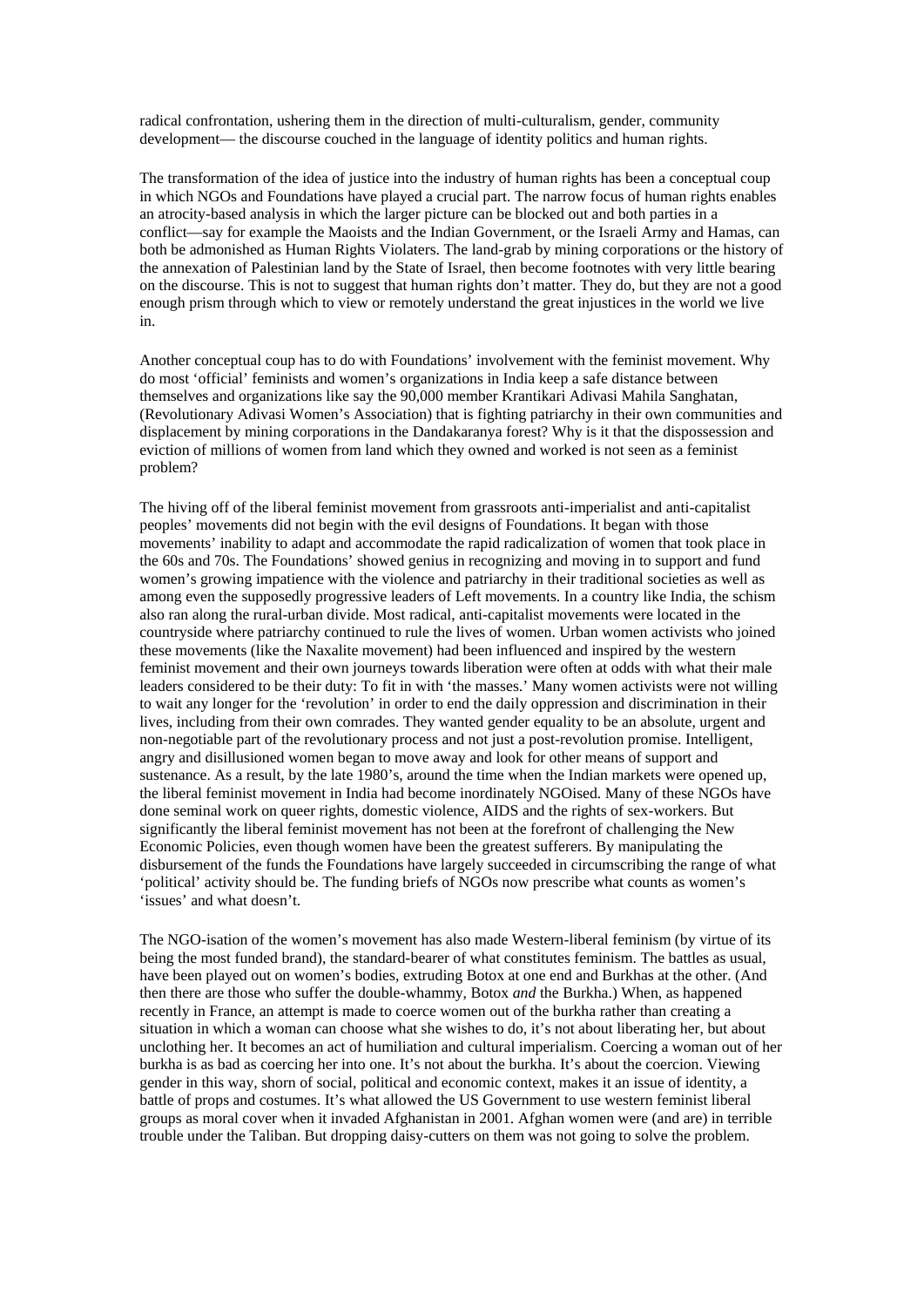radical confrontation, ushering them in the direction of multi-culturalism, gender, community development— the discourse couched in the language of identity politics and human rights.

The transformation of the idea of justice into the industry of human rights has been a conceptual coup in which NGOs and Foundations have played a crucial part. The narrow focus of human rights enables an atrocity-based analysis in which the larger picture can be blocked out and both parties in a conflict—say for example the Maoists and the Indian Government, or the Israeli Army and Hamas, can both be admonished as Human Rights Violaters. The land-grab by mining corporations or the history of the annexation of Palestinian land by the State of Israel, then become footnotes with very little bearing on the discourse. This is not to suggest that human rights don't matter. They do, but they are not a good enough prism through which to view or remotely understand the great injustices in the world we live in.

Another conceptual coup has to do with Foundations' involvement with the feminist movement. Why do most 'official' feminists and women's organizations in India keep a safe distance between themselves and organizations like say the 90,000 member Krantikari Adivasi Mahila Sanghatan, (Revolutionary Adivasi Women's Association) that is fighting patriarchy in their own communities and displacement by mining corporations in the Dandakaranya forest? Why is it that the dispossession and eviction of millions of women from land which they owned and worked is not seen as a feminist problem?

The hiving off of the liberal feminist movement from grassroots anti-imperialist and anti-capitalist peoples' movements did not begin with the evil designs of Foundations. It began with those movements' inability to adapt and accommodate the rapid radicalization of women that took place in the 60s and 70s. The Foundations' showed genius in recognizing and moving in to support and fund women's growing impatience with the violence and patriarchy in their traditional societies as well as among even the supposedly progressive leaders of Left movements. In a country like India, the schism also ran along the rural-urban divide. Most radical, anti-capitalist movements were located in the countryside where patriarchy continued to rule the lives of women. Urban women activists who joined these movements (like the Naxalite movement) had been influenced and inspired by the western feminist movement and their own journeys towards liberation were often at odds with what their male leaders considered to be their duty: To fit in with 'the masses.' Many women activists were not willing to wait any longer for the 'revolution' in order to end the daily oppression and discrimination in their lives, including from their own comrades. They wanted gender equality to be an absolute, urgent and non-negotiable part of the revolutionary process and not just a post-revolution promise. Intelligent, angry and disillusioned women began to move away and look for other means of support and sustenance. As a result, by the late 1980's, around the time when the Indian markets were opened up, the liberal feminist movement in India had become inordinately NGOised. Many of these NGOs have done seminal work on queer rights, domestic violence, AIDS and the rights of sex-workers. But significantly the liberal feminist movement has not been at the forefront of challenging the New Economic Policies, even though women have been the greatest sufferers. By manipulating the disbursement of the funds the Foundations have largely succeeded in circumscribing the range of what 'political' activity should be. The funding briefs of NGOs now prescribe what counts as women's 'issues' and what doesn't.

The NGO-isation of the women's movement has also made Western-liberal feminism (by virtue of its being the most funded brand), the standard-bearer of what constitutes feminism. The battles as usual, have been played out on women's bodies, extruding Botox at one end and Burkhas at the other. (And then there are those who suffer the double-whammy, Botox *and* the Burkha.) When, as happened recently in France, an attempt is made to coerce women out of the burkha rather than creating a situation in which a woman can choose what she wishes to do, it's not about liberating her, but about unclothing her. It becomes an act of humiliation and cultural imperialism. Coercing a woman out of her burkha is as bad as coercing her into one. It's not about the burkha. It's about the coercion. Viewing gender in this way, shorn of social, political and economic context, makes it an issue of identity, a battle of props and costumes. It's what allowed the US Government to use western feminist liberal groups as moral cover when it invaded Afghanistan in 2001. Afghan women were (and are) in terrible trouble under the Taliban. But dropping daisy-cutters on them was not going to solve the problem.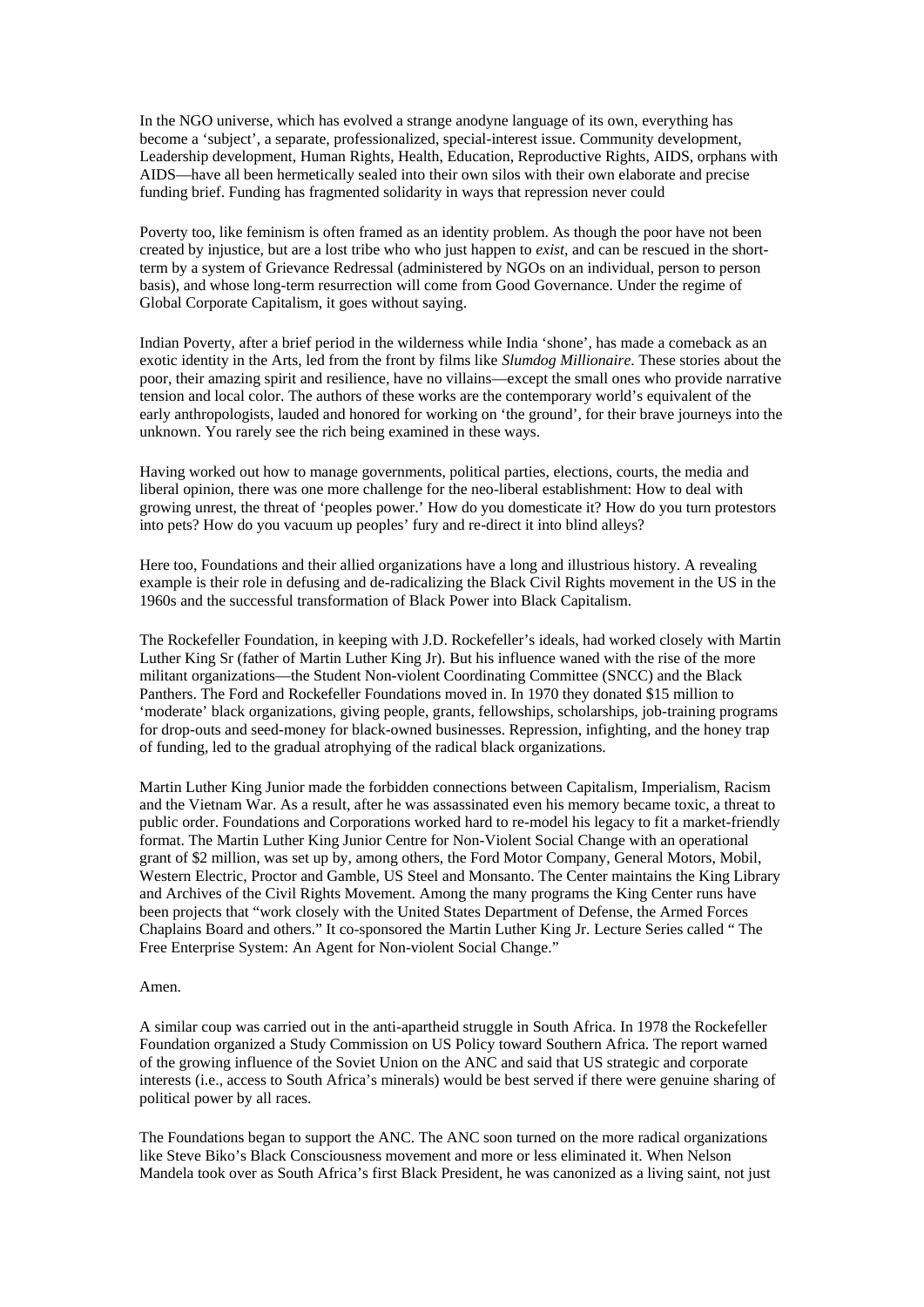In the NGO universe, which has evolved a strange anodyne language of its own, everything has become a 'subject', a separate, professionalized, special-interest issue. Community development, Leadership development, Human Rights, Health, Education, Reproductive Rights, AIDS, orphans with AIDS—have all been hermetically sealed into their own silos with their own elaborate and precise funding brief. Funding has fragmented solidarity in ways that repression never could

Poverty too, like feminism is often framed as an identity problem. As though the poor have not been created by injustice, but are a lost tribe who who just happen to *exist*, and can be rescued in the short-term by a system of Grievance Redressal (administered by NGOs on an individual, person to person basis), and whose long-term resurrection will come from Good Governance. Under the regime of Global Corporate Capitalism, it goes without saying.

Indian Poverty, after a brief period in the wilderness while India 'shone', has made a comeback as an exotic identity in the Arts, led from the front by films like *Slumdog Millionaire*. These stories about the poor, their amazing spirit and resilience, have no villains—except the small ones who provide narrative tension and local color. The authors of these works are the contemporary world's equivalent of the early anthropologists, lauded and honored for working on 'the ground', for their brave journeys into the unknown. You rarely see the rich being examined in these ways.

Having worked out how to manage governments, political parties, elections, courts, the media and liberal opinion, there was one more challenge for the neo-liberal establishment: How to deal with growing unrest, the threat of 'peoples power.' How do you domesticate it? How do you turn protestors into pets? How do you vacuum up peoples' fury and re-direct it into blind alleys?

Here too, Foundations and their allied organizations have a long and illustrious history. A revealing example is their role in defusing and de-radicalizing the Black Civil Rights movement in the US in the 1960s and the successful transformation of Black Power into Black Capitalism.

The Rockefeller Foundation, in keeping with J.D. Rockefeller's ideals, had worked closely with Martin Luther King Sr (father of Martin Luther King Jr). But his influence waned with the rise of the more militant organizations—the Student Non-violent Coordinating Committee (SNCC) and the Black Panthers. The Ford and Rockefeller Foundations moved in. In 1970 they donated $15 million to 'moderate' black organizations, giving people, grants, fellowships, scholarships, job-training programs for drop-outs and seed-money for black-owned businesses. Repression, infighting, and the honey trap of funding, led to the gradual atrophying of the radical black organizations.

Martin Luther King Junior made the forbidden connections between Capitalism, Imperialism, Racism and the Vietnam War. As a result, after he was assassinated even his memory became toxic, a threat to public order. Foundations and Corporations worked hard to re-model his legacy to fit a market-friendly format. The Martin Luther King Junior Centre for Non-Violent Social Change with an operational grant of $2 million, was set up by, among others, the Ford Motor Company, General Motors, Mobil, Western Electric, Proctor and Gamble, US Steel and Monsanto. The Center maintains the King Library and Archives of the Civil Rights Movement. Among the many programs the King Center runs have been projects that "work closely with the United States Department of Defense, the Armed Forces Chaplains Board and others." It co-sponsored the Martin Luther King Jr. Lecture Series called " The Free Enterprise System: An Agent for Non-violent Social Change."

Amen.

A similar coup was carried out in the anti-apartheid struggle in South Africa. In 1978 the Rockefeller Foundation organized a Study Commission on US Policy toward Southern Africa. The report warned of the growing influence of the Soviet Union on the ANC and said that US strategic and corporate interests (i.e., access to South Africa's minerals) would be best served if there were genuine sharing of political power by all races.

The Foundations began to support the ANC. The ANC soon turned on the more radical organizations like Steve Biko's Black Consciousness movement and more or less eliminated it. When Nelson Mandela took over as South Africa's first Black President, he was canonized as a living saint, not just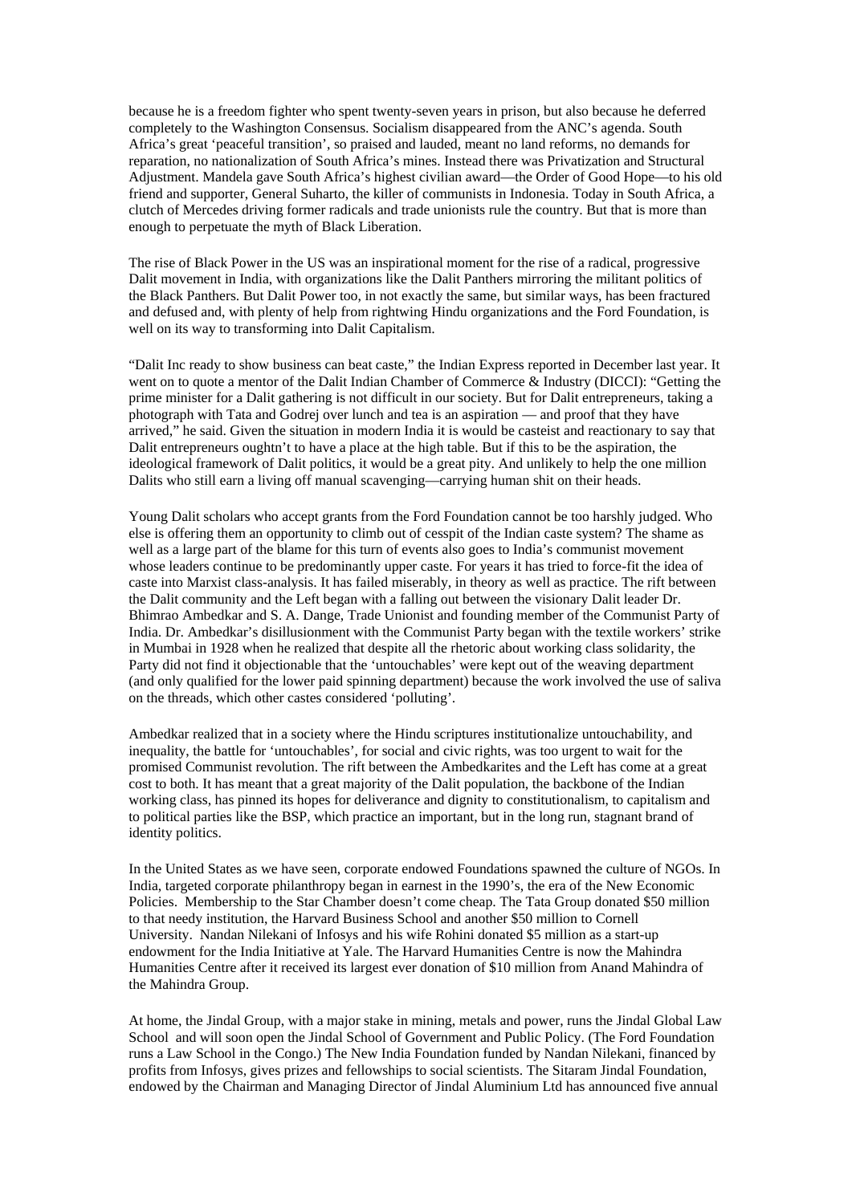because he is a freedom fighter who spent twenty-seven years in prison, but also because he deferred completely to the Washington Consensus. Socialism disappeared from the ANC's agenda. South Africa's great 'peaceful transition', so praised and lauded, meant no land reforms, no demands for reparation, no nationalization of South Africa's mines. Instead there was Privatization and Structural Adjustment. Mandela gave South Africa's highest civilian award—the Order of Good Hope—to his old friend and supporter, General Suharto, the killer of communists in Indonesia. Today in South Africa, a clutch of Mercedes driving former radicals and trade unionists rule the country. But that is more than enough to perpetuate the myth of Black Liberation.

The rise of Black Power in the US was an inspirational moment for the rise of a radical, progressive Dalit movement in India, with organizations like the Dalit Panthers mirroring the militant politics of the Black Panthers. But Dalit Power too, in not exactly the same, but similar ways, has been fractured and defused and, with plenty of help from rightwing Hindu organizations and the Ford Foundation, is well on its way to transforming into Dalit Capitalism.

"Dalit Inc ready to show business can beat caste," the Indian Express reported in December last year. It went on to quote a mentor of the Dalit Indian Chamber of Commerce & Industry (DICCI): "Getting the prime minister for a Dalit gathering is not difficult in our society. But for Dalit entrepreneurs, taking a photograph with Tata and Godrej over lunch and tea is an aspiration — and proof that they have arrived," he said. Given the situation in modern India it is would be casteist and reactionary to say that Dalit entrepreneurs oughtn't to have a place at the high table. But if this to be the aspiration, the ideological framework of Dalit politics, it would be a great pity. And unlikely to help the one million Dalits who still earn a living off manual scavenging—carrying human shit on their heads.

Young Dalit scholars who accept grants from the Ford Foundation cannot be too harshly judged. Who else is offering them an opportunity to climb out of cesspit of the Indian caste system? The shame as well as a large part of the blame for this turn of events also goes to India's communist movement whose leaders continue to be predominantly upper caste. For years it has tried to force-fit the idea of caste into Marxist class-analysis. It has failed miserably, in theory as well as practice. The rift between the Dalit community and the Left began with a falling out between the visionary Dalit leader Dr. Bhimrao Ambedkar and S. A. Dange, Trade Unionist and founding member of the Communist Party of India. Dr. Ambedkar's disillusionment with the Communist Party began with the textile workers' strike in Mumbai in 1928 when he realized that despite all the rhetoric about working class solidarity, the Party did not find it objectionable that the 'untouchables' were kept out of the weaving department (and only qualified for the lower paid spinning department) because the work involved the use of saliva on the threads, which other castes considered 'polluting'.

Ambedkar realized that in a society where the Hindu scriptures institutionalize untouchability, and inequality, the battle for 'untouchables', for social and civic rights, was too urgent to wait for the promised Communist revolution. The rift between the Ambedkarites and the Left has come at a great cost to both. It has meant that a great majority of the Dalit population, the backbone of the Indian working class, has pinned its hopes for deliverance and dignity to constitutionalism, to capitalism and to political parties like the BSP, which practice an important, but in the long run, stagnant brand of identity politics.

In the United States as we have seen, corporate endowed Foundations spawned the culture of NGOs. In India, targeted corporate philanthropy began in earnest in the 1990's, the era of the New Economic Policies. Membership to the Star Chamber doesn't come cheap. The Tata Group donated $50 million to that needy institution, the Harvard Business School and another $50 million to Cornell University. Nandan Nilekani of Infosys and his wife Rohini donated $5 million as a start-up endowment for the India Initiative at Yale. The Harvard Humanities Centre is now the Mahindra Humanities Centre after it received its largest ever donation of $10 million from Anand Mahindra of the Mahindra Group.

At home, the Jindal Group, with a major stake in mining, metals and power, runs the Jindal Global Law School and will soon open the Jindal School of Government and Public Policy. (The Ford Foundation runs a Law School in the Congo.) The New India Foundation funded by Nandan Nilekani, financed by profits from Infosys, gives prizes and fellowships to social scientists. The Sitaram Jindal Foundation, endowed by the Chairman and Managing Director of Jindal Aluminium Ltd has announced five annual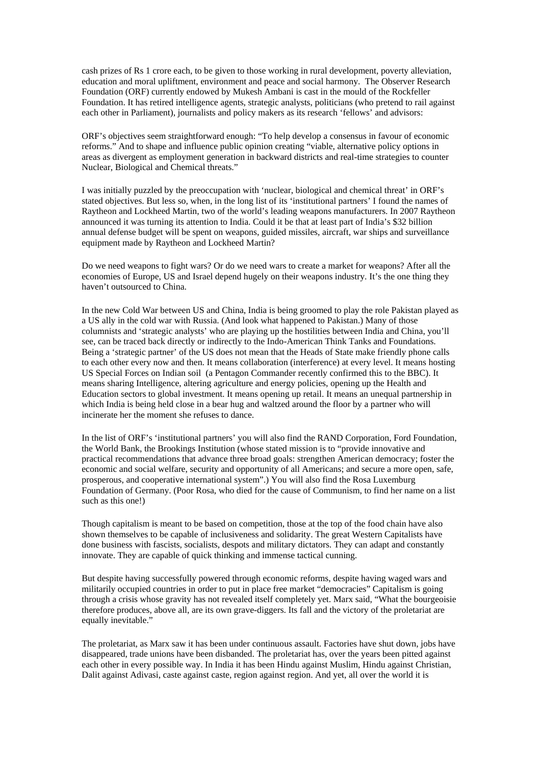cash prizes of Rs 1 crore each, to be given to those working in rural development, poverty alleviation, education and moral upliftment, environment and peace and social harmony. The Observer Research Foundation (ORF) currently endowed by Mukesh Ambani is cast in the mould of the Rockfeller Foundation. It has retired intelligence agents, strategic analysts, politicians (who pretend to rail against each other in Parliament), journalists and policy makers as its research 'fellows' and advisors:

ORF's objectives seem straightforward enough: "To help develop a consensus in favour of economic reforms." And to shape and influence public opinion creating "viable, alternative policy options in areas as divergent as employment generation in backward districts and real-time strategies to counter Nuclear, Biological and Chemical threats."

I was initially puzzled by the preoccupation with 'nuclear, biological and chemical threat' in ORF's stated objectives. But less so, when, in the long list of its 'institutional partners' I found the names of Raytheon and Lockheed Martin, two of the world's leading weapons manufacturers. In 2007 Raytheon announced it was turning its attention to India. Could it be that at least part of India's $32 billion annual defense budget will be spent on weapons, guided missiles, aircraft, war ships and surveillance equipment made by Raytheon and Lockheed Martin?

Do we need weapons to fight wars? Or do we need wars to create a market for weapons? After all the economies of Europe, US and Israel depend hugely on their weapons industry. It's the one thing they haven't outsourced to China.

In the new Cold War between US and China, India is being groomed to play the role Pakistan played as a US ally in the cold war with Russia. (And look what happened to Pakistan.) Many of those columnists and 'strategic analysts' who are playing up the hostilities between India and China, you'll see, can be traced back directly or indirectly to the Indo-American Think Tanks and Foundations. Being a 'strategic partner' of the US does not mean that the Heads of State make friendly phone calls to each other every now and then. It means collaboration (interference) at every level. It means hosting US Special Forces on Indian soil (a Pentagon Commander recently confirmed this to the BBC). It means sharing Intelligence, altering agriculture and energy policies, opening up the Health and Education sectors to global investment. It means opening up retail. It means an unequal partnership in which India is being held close in a bear hug and waltzed around the floor by a partner who will incinerate her the moment she refuses to dance.

In the list of ORF's 'institutional partners' you will also find the RAND Corporation, Ford Foundation, the World Bank, the Brookings Institution (whose stated mission is to "provide innovative and practical recommendations that advance three broad goals: strengthen American democracy; foster the economic and social welfare, security and opportunity of all Americans; and secure a more open, safe, prosperous, and cooperative international system".) You will also find the Rosa Luxemburg Foundation of Germany. (Poor Rosa, who died for the cause of Communism, to find her name on a list such as this one!)

Though capitalism is meant to be based on competition, those at the top of the food chain have also shown themselves to be capable of inclusiveness and solidarity. The great Western Capitalists have done business with fascists, socialists, despots and military dictators. They can adapt and constantly innovate. They are capable of quick thinking and immense tactical cunning.

But despite having successfully powered through economic reforms, despite having waged wars and militarily occupied countries in order to put in place free market "democracies" Capitalism is going through a crisis whose gravity has not revealed itself completely yet. Marx said, "What the bourgeoisie therefore produces, above all, are its own grave-diggers. Its fall and the victory of the proletariat are equally inevitable."

The proletariat, as Marx saw it has been under continuous assault. Factories have shut down, jobs have disappeared, trade unions have been disbanded. The proletariat has, over the years been pitted against each other in every possible way. In India it has been Hindu against Muslim, Hindu against Christian, Dalit against Adivasi, caste against caste, region against region. And yet, all over the world it is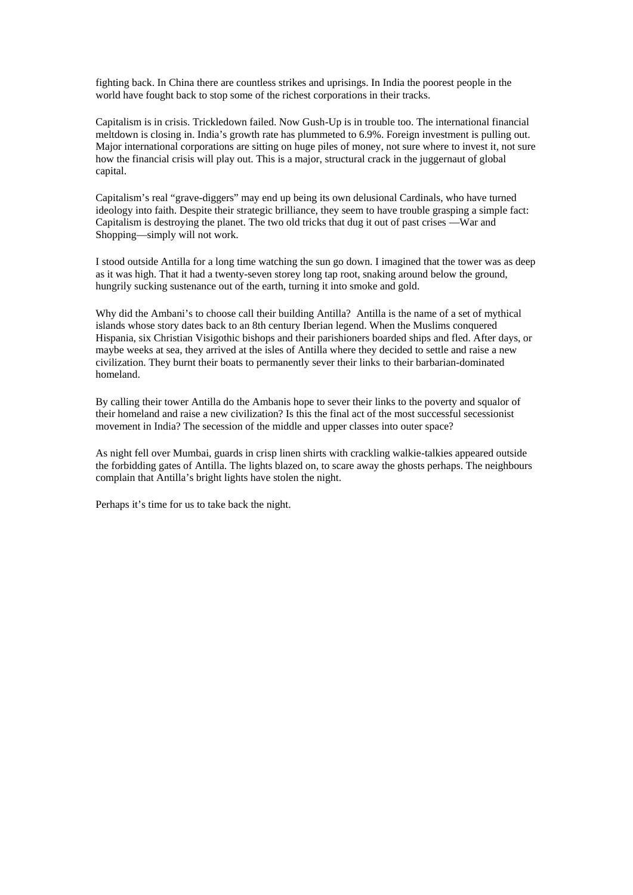fighting back. In China there are countless strikes and uprisings. In India the poorest people in the world have fought back to stop some of the richest corporations in their tracks.

Capitalism is in crisis. Trickledown failed. Now Gush-Up is in trouble too. The international financial meltdown is closing in. India's growth rate has plummeted to 6.9%. Foreign investment is pulling out. Major international corporations are sitting on huge piles of money, not sure where to invest it, not sure how the financial crisis will play out. This is a major, structural crack in the juggernaut of global capital.

Capitalism's real "grave-diggers" may end up being its own delusional Cardinals, who have turned ideology into faith. Despite their strategic brilliance, they seem to have trouble grasping a simple fact: Capitalism is destroying the planet. The two old tricks that dug it out of past crises —War and Shopping—simply will not work.

I stood outside Antilla for a long time watching the sun go down. I imagined that the tower was as deep as it was high. That it had a twenty-seven storey long tap root, snaking around below the ground, hungrily sucking sustenance out of the earth, turning it into smoke and gold.

Why did the Ambani's to choose call their building Antilla? Antilla is the name of a set of mythical islands whose story dates back to an 8th century Iberian legend. When the Muslims conquered Hispania, six Christian Visigothic bishops and their parishioners boarded ships and fled. After days, or maybe weeks at sea, they arrived at the isles of Antilla where they decided to settle and raise a new civilization. They burnt their boats to permanently sever their links to their barbarian-dominated homeland.

By calling their tower Antilla do the Ambanis hope to sever their links to the poverty and squalor of their homeland and raise a new civilization? Is this the final act of the most successful secessionist movement in India? The secession of the middle and upper classes into outer space?

As night fell over Mumbai, guards in crisp linen shirts with crackling walkie-talkies appeared outside the forbidding gates of Antilla. The lights blazed on, to scare away the ghosts perhaps. The neighbours complain that Antilla's bright lights have stolen the night.

Perhaps it's time for us to take back the night.